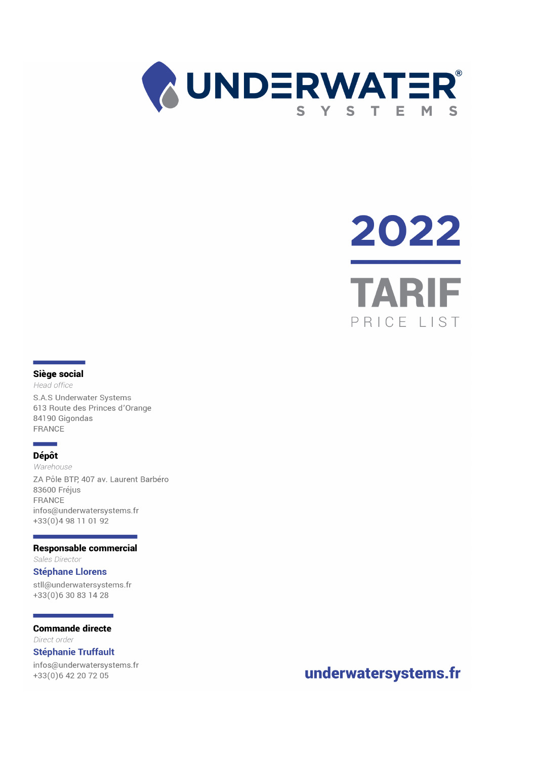# UNDERWATER® SYSTEMS

# 2022

# TARIF

PRICE LIST

**Siège social**
*Head office*
S.A.S Underwater Systems
613 Route des Princes d'Orange
84190 Gigondas
FRANCE

**Dépôt**
*Warehouse*
ZA Pôle BTP, 407 av. Laurent Barbéro
83600 Fréjus
FRANCE
infos@underwatersystems.fr
+33(0)4 98 11 01 92

**Responsable commercial**
*Sales Director*
**Stéphane Llorens**
stll@underwatersystems.fr
+33(0)6 30 83 14 28

**Commande directe**
*Direct order*
**Stéphanie Truffault**
infos@underwatersystems.fr
+33(0)6 42 20 72 05

**underwatersystems.fr**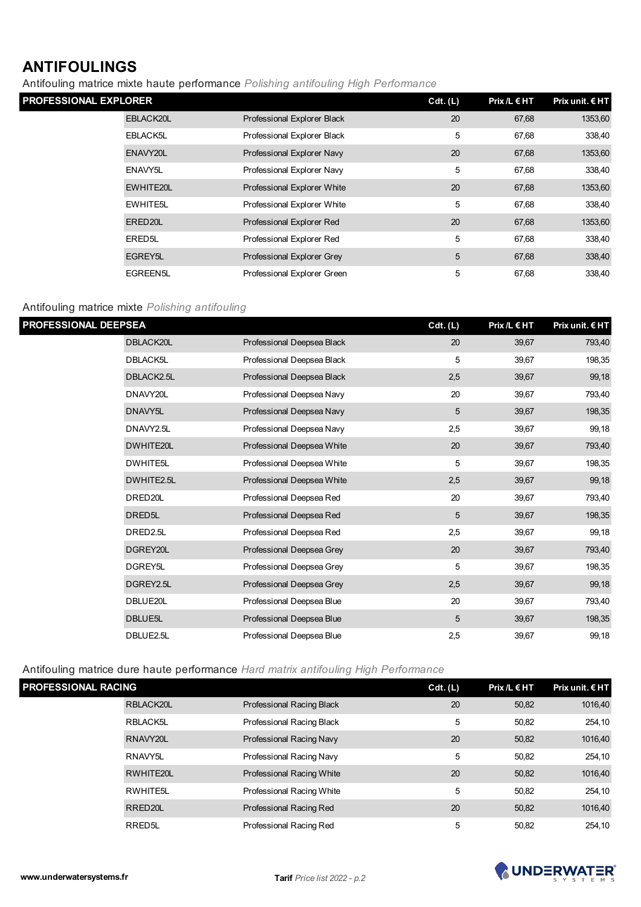# ANTIFOULINGS

Antifouling matrice mixte haute performance *Polishing antifouling High Performance*

| PROFESSIONAL EXPLORER | | | Cdt. (L) | Prix /L € HT | Prix unit. € HT |
|---|---|---|---|---|---|
| | EBLACK20L | Professional Explorer Black | 20 | 67,68 | 1353,60 |
| | EBLACK5L | Professional Explorer Black | 5 | 67,68 | 338,40 |
| | ENAVY20L | Professional Explorer Navy | 20 | 67,68 | 1353,60 |
| | ENAVY5L | Professional Explorer Navy | 5 | 67,68 | 338,40 |
| | EWHITE20L | Professional Explorer White | 20 | 67,68 | 1353,60 |
| | EWHITE5L | Professional Explorer White | 5 | 67,68 | 338,40 |
| | ERED20L | Professional Explorer Red | 20 | 67,68 | 1353,60 |
| | ERED5L | Professional Explorer Red | 5 | 67,68 | 338,40 |
| | EGREY5L | Professional Explorer Grey | 5 | 67,68 | 338,40 |
| | EGREEN5L | Professional Explorer Green | 5 | 67,68 | 338,40 |

Antifouling matrice mixte *Polishing antifouling*

| PROFESSIONAL DEEPSEA | | | Cdt. (L) | Prix /L € HT | Prix unit. € HT |
|---|---|---|---|---|---|
| | DBLACK20L | Professional Deepsea Black | 20 | 39,67 | 793,40 |
| | DBLACK5L | Professional Deepsea Black | 5 | 39,67 | 198,35 |
| | DBLACK2.5L | Professional Deepsea Black | 2,5 | 39,67 | 99,18 |
| | DNAVY20L | Professional Deepsea Navy | 20 | 39,67 | 793,40 |
| | DNAVY5L | Professional Deepsea Navy | 5 | 39,67 | 198,35 |
| | DNAVY2.5L | Professional Deepsea Navy | 2,5 | 39,67 | 99,18 |
| | DWHITE20L | Professional Deepsea White | 20 | 39,67 | 793,40 |
| | DWHITE5L | Professional Deepsea White | 5 | 39,67 | 198,35 |
| | DWHITE2.5L | Professional Deepsea White | 2,5 | 39,67 | 99,18 |
| | DRED20L | Professional Deepsea Red | 20 | 39,67 | 793,40 |
| | DRED5L | Professional Deepsea Red | 5 | 39,67 | 198,35 |
| | DRED2.5L | Professional Deepsea Red | 2,5 | 39,67 | 99,18 |
| | DGREY20L | Professional Deepsea Grey | 20 | 39,67 | 793,40 |
| | DGREY5L | Professional Deepsea Grey | 5 | 39,67 | 198,35 |
| | DGREY2.5L | Professional Deepsea Grey | 2,5 | 39,67 | 99,18 |
| | DBLUE20L | Professional Deepsea Blue | 20 | 39,67 | 793,40 |
| | DBLUE5L | Professional Deepsea Blue | 5 | 39,67 | 198,35 |
| | DBLUE2.5L | Professional Deepsea Blue | 2,5 | 39,67 | 99,18 |

Antifouling matrice dure haute performance *Hard matrix antifouling High Performance*

| PROFESSIONAL RACING | | | Cdt. (L) | Prix /L € HT | Prix unit. € HT |
|---|---|---|---|---|---|
| | RBLACK20L | Professional Racing Black | 20 | 50,82 | 1016,40 |
| | RBLACK5L | Professional Racing Black | 5 | 50,82 | 254,10 |
| | RNAVY20L | Professional Racing Navy | 20 | 50,82 | 1016,40 |
| | RNAVY5L | Professional Racing Navy | 5 | 50,82 | 254,10 |
| | RWHITE20L | Professional Racing White | 20 | 50,82 | 1016,40 |
| | RWHITE5L | Professional Racing White | 5 | 50,82 | 254,10 |
| | RRED20L | Professional Racing Red | 20 | 50,82 | 1016,40 |
| | RRED5L | Professional Racing Red | 5 | 50,82 | 254,10 |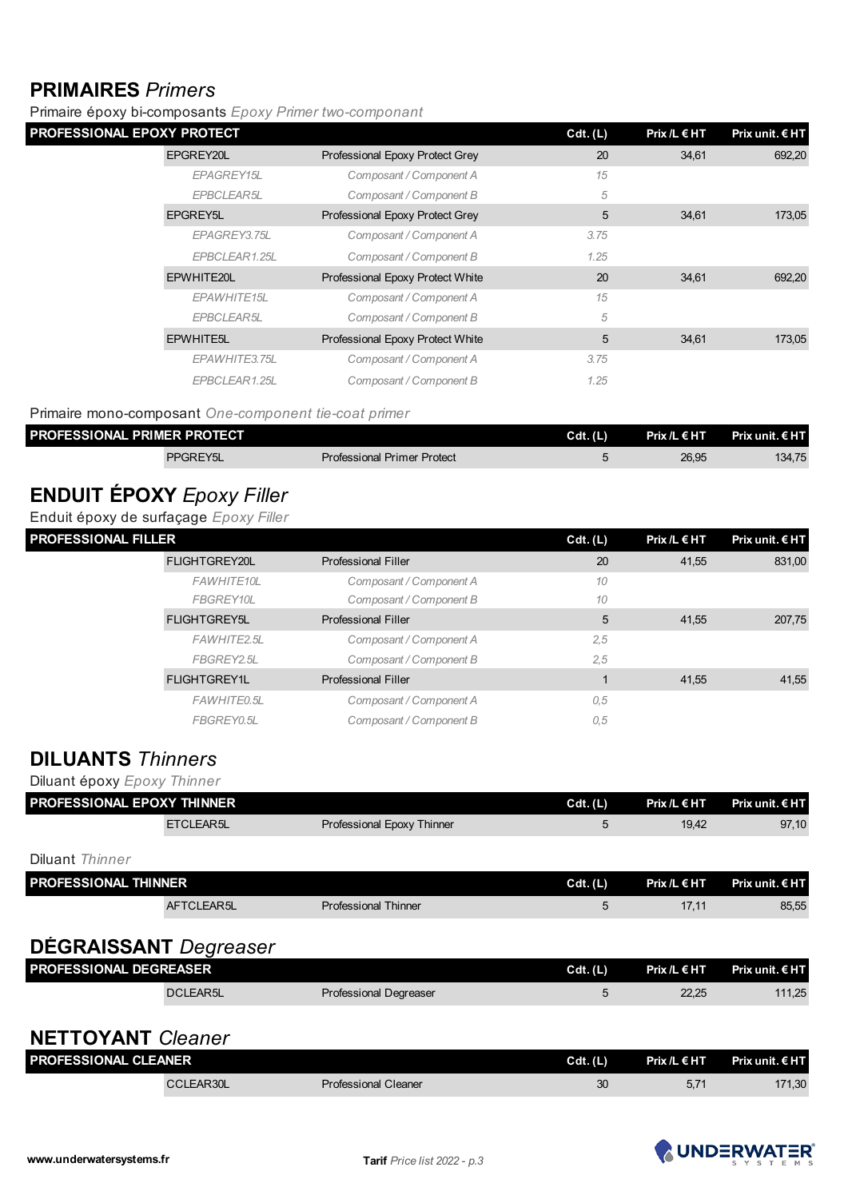## PRIMAIRES *Primers*

Primaire époxy bi-composants *Epoxy Primer two-component*

| **PROFESSIONAL EPOXY PROTECT** | | | **Cdt. (L)** | **Prix /L € HT** | **Prix unit. € HT** |
|---|---|---|---|---|---|
| | EPGREY20L | Professional Epoxy Protect Grey | 20 | 34,61 | 692,20 |
| | *EPAGREY15L* | *Composant / Component A* | *15* | | |
| | *EPBCLEAR5L* | *Composant / Component B* | *5* | | |
| | EPGREY5L | Professional Epoxy Protect Grey | 5 | 34,61 | 173,05 |
| | *EPAGREY3.75L* | *Composant / Component A* | *3.75* | | |
| | *EPBCLEAR1.25L* | *Composant / Component B* | *1.25* | | |
| | EPWHITE20L | Professional Epoxy Protect White | 20 | 34,61 | 692,20 |
| | *EPAWHITE15L* | *Composant / Component A* | *15* | | |
| | *EPBCLEAR5L* | *Composant / Component B* | *5* | | |
| | EPWHITE5L | Professional Epoxy Protect White | 5 | 34,61 | 173,05 |
| | *EPAWHITE3.75L* | *Composant / Component A* | *3.75* | | |
| | *EPBCLEAR1.25L* | *Composant / Component B* | *1.25* | | |

Primaire mono-composant *One-component tie-coat primer*

| **PROFESSIONAL PRIMER PROTECT** | | | **Cdt. (L)** | **Prix /L € HT** | **Prix unit. € HT** |
|---|---|---|---|---|---|
| | PPGREY5L | Professional Primer Protect | 5 | 26,95 | 134,75 |

## ENDUIT ÉPOXY *Epoxy Filler*

Enduit époxy de surfaçage *Epoxy Filler*

| **PROFESSIONAL FILLER** | | | **Cdt. (L)** | **Prix /L € HT** | **Prix unit. € HT** |
|---|---|---|---|---|---|
| | FLIGHTGREY20L | Professional Filler | 20 | 41,55 | 831,00 |
| | *FAWHITE10L* | *Composant / Component A* | *10* | | |
| | *FBGREY10L* | *Composant / Component B* | *10* | | |
| | FLIGHTGREY5L | Professional Filler | 5 | 41,55 | 207,75 |
| | *FAWHITE2.5L* | *Composant / Component A* | *2,5* | | |
| | *FBGREY2.5L* | *Composant / Component B* | *2,5* | | |
| | FLIGHTGREY1L | Professional Filler | 1 | 41,55 | 41,55 |
| | *FAWHITE0.5L* | *Composant / Component A* | *0,5* | | |
| | *FBGREY0.5L* | *Composant / Component B* | *0,5* | | |

## DILUANTS *Thinners*

Diluant époxy *Epoxy Thinner*

| **PROFESSIONAL EPOXY THINNER** | | | **Cdt. (L)** | **Prix /L € HT** | **Prix unit. € HT** |
|---|---|---|---|---|---|
| | ETCLEAR5L | Professional Epoxy Thinner | 5 | 19,42 | 97,10 |

Diluant *Thinner*

| **PROFESSIONAL THINNER** | | | **Cdt. (L)** | **Prix /L € HT** | **Prix unit. € HT** |
|---|---|---|---|---|---|
| | AFTCLEAR5L | Professional Thinner | 5 | 17,11 | 85,55 |

## DÉGRAISSANT *Degreaser*

| **PROFESSIONAL DEGREASER** | | | **Cdt. (L)** | **Prix /L € HT** | **Prix unit. € HT** |
|---|---|---|---|---|---|
| | DCLEAR5L | Professional Degreaser | 5 | 22,25 | 111,25 |

## NETTOYANT *Cleaner*

| **PROFESSIONAL CLEANER** | | | **Cdt. (L)** | **Prix /L € HT** | **Prix unit. € HT** |
|---|---|---|---|---|---|
| | CCLEAR30L | Professional Cleaner | 30 | 5,71 | 171,30 |